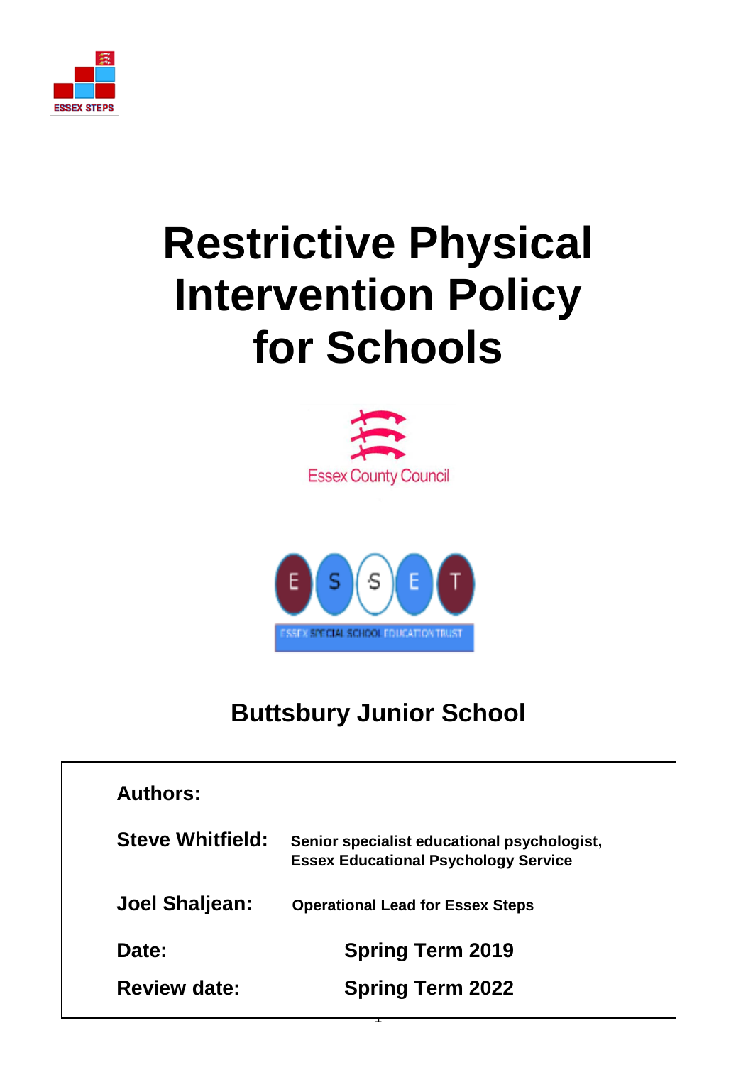ESSEX STEPS

# Restrictive Physical Intervention Policy for Schools

Essex County Council

E S S E T

ESSEX SPECIAL SCHOOL EDUCATION TRUST

## Buttsbury Junior School

**Authors:**

| | |
|---|---|
| **Steve Whitfield:** | **Senior specialist educational psychologist, Essex Educational Psychology Service** |
| **Joel Shaljean:** | **Operational Lead for Essex Steps** |
| **Date:** | **Spring Term 2019** |
| **Review date:** | **Spring Term 2022** |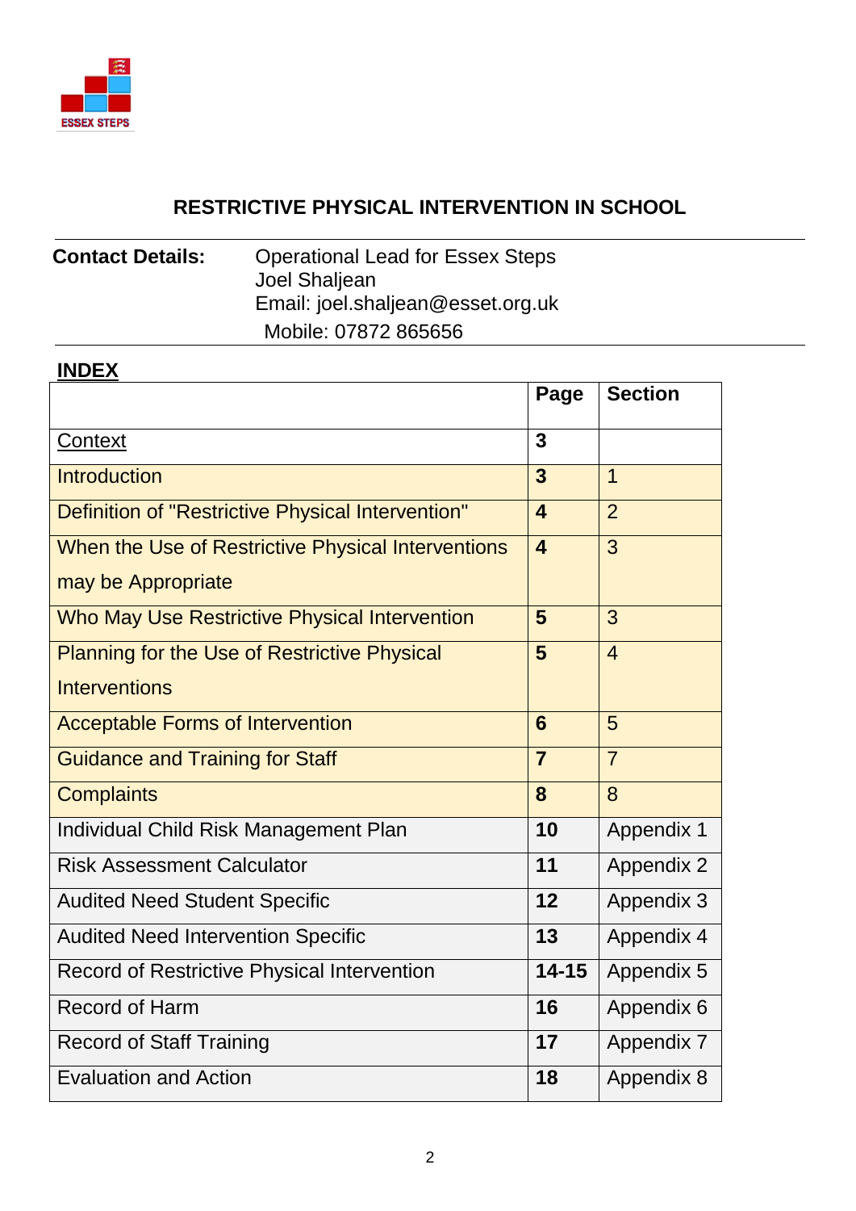ESSEX STEPS

# RESTRICTIVE PHYSICAL INTERVENTION IN SCHOOL

**Contact Details:** Operational Lead for Essex Steps
Joel Shaljean
Email: joel.shaljean@esset.org.uk
Mobile: 07872 865656

## INDEX

| | **Page** | **Section** |
|---|---|---|
| Context | **3** | |
| Introduction | **3** | 1 |
| Definition of "Restrictive Physical Intervention" | **4** | 2 |
| When the Use of Restrictive Physical Interventions may be Appropriate | **4** | 3 |
| Who May Use Restrictive Physical Intervention | **5** | 3 |
| Planning for the Use of Restrictive Physical Interventions | **5** | 4 |
| Acceptable Forms of Intervention | **6** | 5 |
| Guidance and Training for Staff | **7** | 7 |
| Complaints | **8** | 8 |
| Individual Child Risk Management Plan | **10** | Appendix 1 |
| Risk Assessment Calculator | **11** | Appendix 2 |
| Audited Need Student Specific | **12** | Appendix 3 |
| Audited Need Intervention Specific | **13** | Appendix 4 |
| Record of Restrictive Physical Intervention | **14-15** | Appendix 5 |
| Record of Harm | **16** | Appendix 6 |
| Record of Staff Training | **17** | Appendix 7 |
| Evaluation and Action | **18** | Appendix 8 |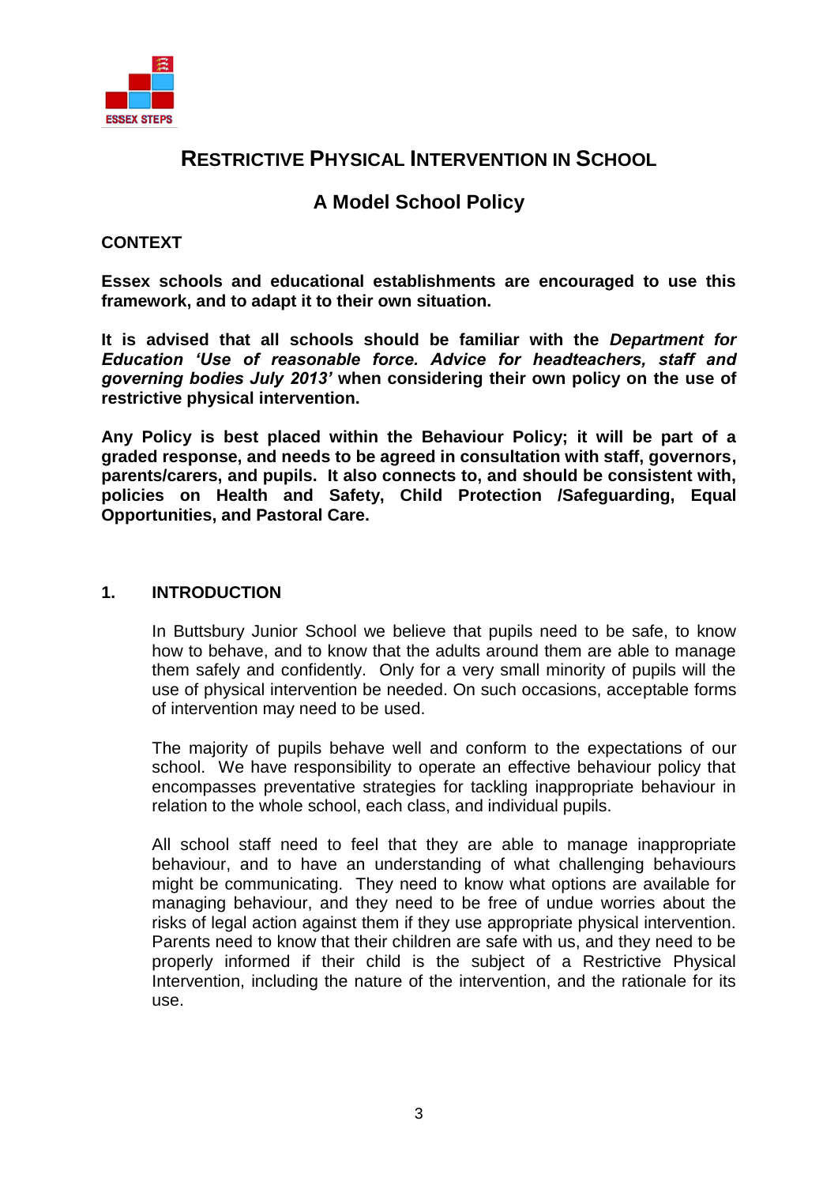# RESTRICTIVE PHYSICAL INTERVENTION IN SCHOOL

## A Model School Policy

**CONTEXT**

**Essex schools and educational establishments are encouraged to use this framework, and to adapt it to their own situation.**

**It is advised that all schools should be familiar with the *Department for Education 'Use of reasonable force. Advice for headteachers, staff and governing bodies July 2013'* when considering their own policy on the use of restrictive physical intervention.**

**Any Policy is best placed within the Behaviour Policy; it will be part of a graded response, and needs to be agreed in consultation with staff, governors, parents/carers, and pupils. It also connects to, and should be consistent with, policies on Health and Safety, Child Protection /Safeguarding, Equal Opportunities, and Pastoral Care.**

### 1. INTRODUCTION

In Buttsbury Junior School we believe that pupils need to be safe, to know how to behave, and to know that the adults around them are able to manage them safely and confidently. Only for a very small minority of pupils will the use of physical intervention be needed. On such occasions, acceptable forms of intervention may need to be used.

The majority of pupils behave well and conform to the expectations of our school. We have responsibility to operate an effective behaviour policy that encompasses preventative strategies for tackling inappropriate behaviour in relation to the whole school, each class, and individual pupils.

All school staff need to feel that they are able to manage inappropriate behaviour, and to have an understanding of what challenging behaviours might be communicating. They need to know what options are available for managing behaviour, and they need to be free of undue worries about the risks of legal action against them if they use appropriate physical intervention. Parents need to know that their children are safe with us, and they need to be properly informed if their child is the subject of a Restrictive Physical Intervention, including the nature of the intervention, and the rationale for its use.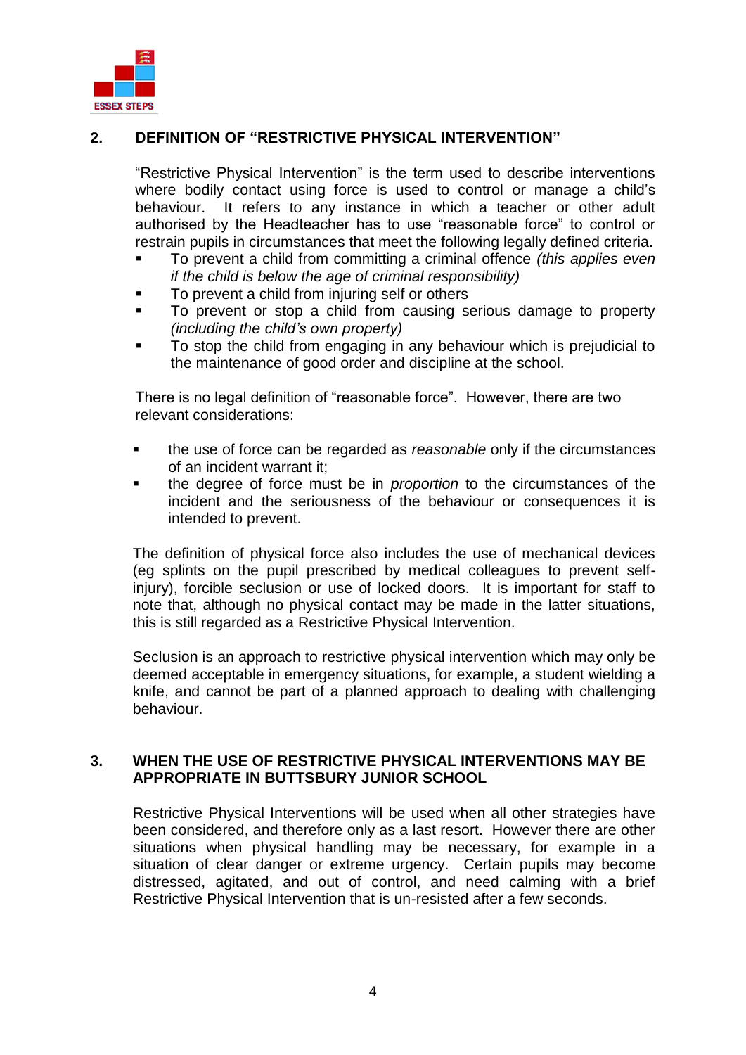## 2. DEFINITION OF "RESTRICTIVE PHYSICAL INTERVENTION"

"Restrictive Physical Intervention" is the term used to describe interventions where bodily contact using force is used to control or manage a child's behaviour. It refers to any instance in which a teacher or other adult authorised by the Headteacher has to use "reasonable force" to control or restrain pupils in circumstances that meet the following legally defined criteria.

- To prevent a child from committing a criminal offence *(this applies even if the child is below the age of criminal responsibility)*
- To prevent a child from injuring self or others
- To prevent or stop a child from causing serious damage to property *(including the child's own property)*
- To stop the child from engaging in any behaviour which is prejudicial to the maintenance of good order and discipline at the school.

There is no legal definition of "reasonable force". However, there are two relevant considerations:

- the use of force can be regarded as *reasonable* only if the circumstances of an incident warrant it;
- the degree of force must be in *proportion* to the circumstances of the incident and the seriousness of the behaviour or consequences it is intended to prevent.

The definition of physical force also includes the use of mechanical devices (eg splints on the pupil prescribed by medical colleagues to prevent self-injury), forcible seclusion or use of locked doors. It is important for staff to note that, although no physical contact may be made in the latter situations, this is still regarded as a Restrictive Physical Intervention.

Seclusion is an approach to restrictive physical intervention which may only be deemed acceptable in emergency situations, for example, a student wielding a knife, and cannot be part of a planned approach to dealing with challenging behaviour.

## 3. WHEN THE USE OF RESTRICTIVE PHYSICAL INTERVENTIONS MAY BE APPROPRIATE IN BUTTSBURY JUNIOR SCHOOL

Restrictive Physical Interventions will be used when all other strategies have been considered, and therefore only as a last resort. However there are other situations when physical handling may be necessary, for example in a situation of clear danger or extreme urgency. Certain pupils may become distressed, agitated, and out of control, and need calming with a brief Restrictive Physical Intervention that is un-resisted after a few seconds.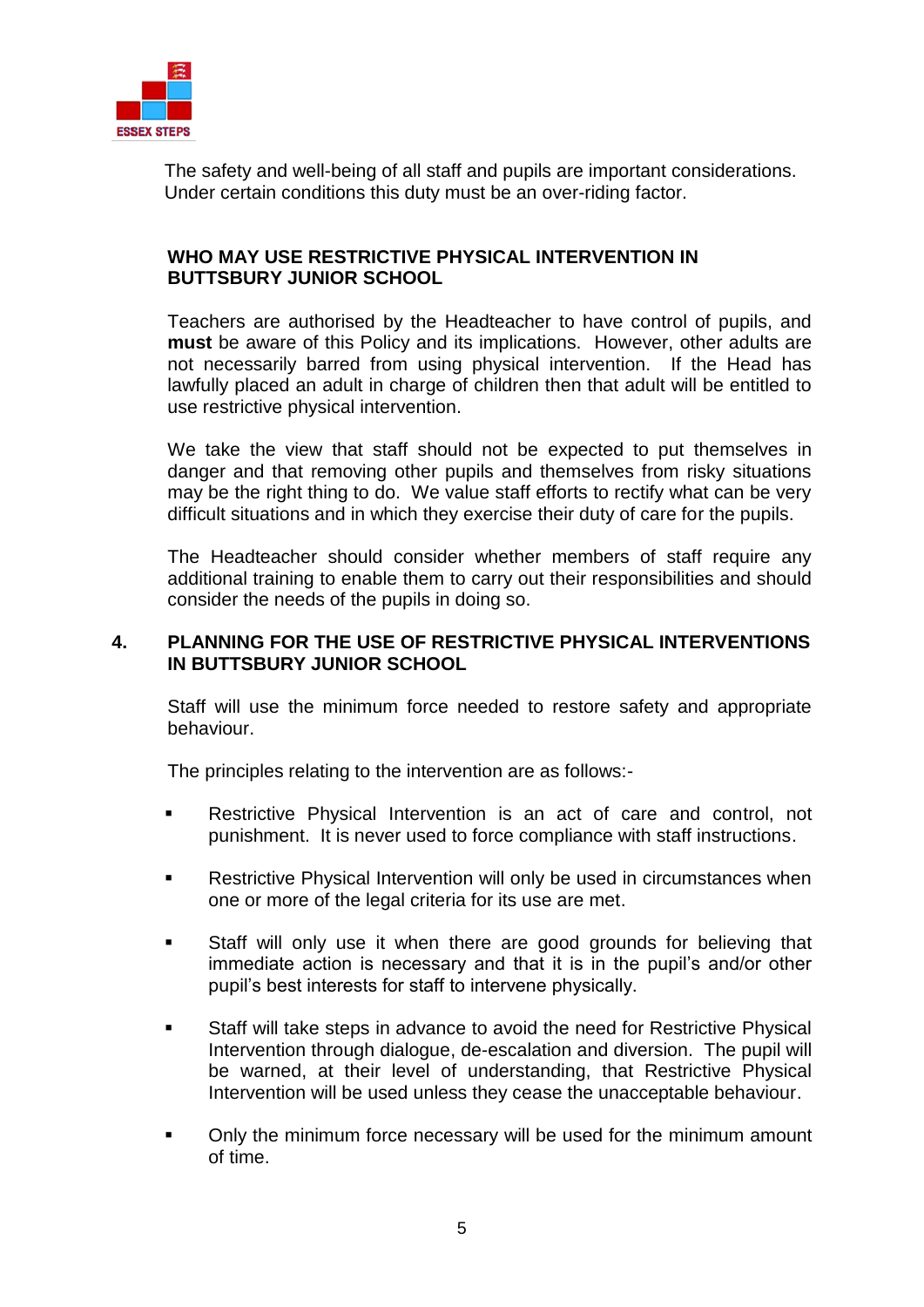The safety and well-being of all staff and pupils are important considerations. Under certain conditions this duty must be an over-riding factor.

### WHO MAY USE RESTRICTIVE PHYSICAL INTERVENTION IN BUTTSBURY JUNIOR SCHOOL

Teachers are authorised by the Headteacher to have control of pupils, and **must** be aware of this Policy and its implications. However, other adults are not necessarily barred from using physical intervention. If the Head has lawfully placed an adult in charge of children then that adult will be entitled to use restrictive physical intervention.

We take the view that staff should not be expected to put themselves in danger and that removing other pupils and themselves from risky situations may be the right thing to do. We value staff efforts to rectify what can be very difficult situations and in which they exercise their duty of care for the pupils.

The Headteacher should consider whether members of staff require any additional training to enable them to carry out their responsibilities and should consider the needs of the pupils in doing so.

## 4. PLANNING FOR THE USE OF RESTRICTIVE PHYSICAL INTERVENTIONS IN BUTTSBURY JUNIOR SCHOOL

Staff will use the minimum force needed to restore safety and appropriate behaviour.

The principles relating to the intervention are as follows:-

- Restrictive Physical Intervention is an act of care and control, not punishment. It is never used to force compliance with staff instructions.
- Restrictive Physical Intervention will only be used in circumstances when one or more of the legal criteria for its use are met.
- Staff will only use it when there are good grounds for believing that immediate action is necessary and that it is in the pupil's and/or other pupil's best interests for staff to intervene physically.
- Staff will take steps in advance to avoid the need for Restrictive Physical Intervention through dialogue, de-escalation and diversion. The pupil will be warned, at their level of understanding, that Restrictive Physical Intervention will be used unless they cease the unacceptable behaviour.
- Only the minimum force necessary will be used for the minimum amount of time.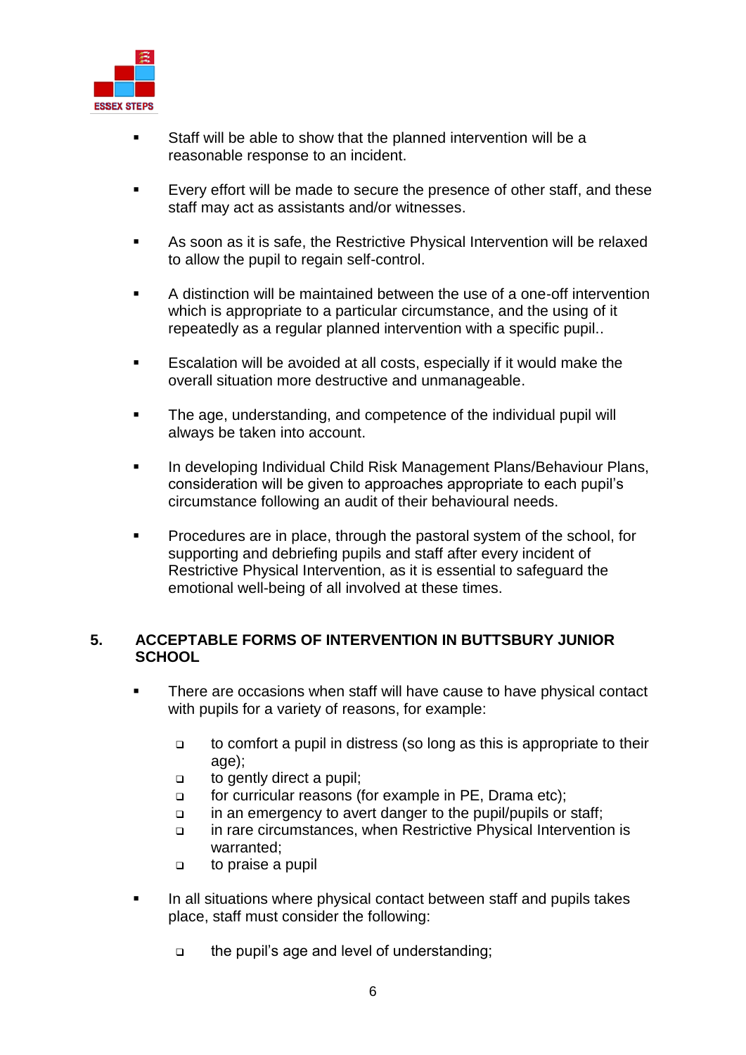- Staff will be able to show that the planned intervention will be a reasonable response to an incident.

- Every effort will be made to secure the presence of other staff, and these staff may act as assistants and/or witnesses.

- As soon as it is safe, the Restrictive Physical Intervention will be relaxed to allow the pupil to regain self-control.

- A distinction will be maintained between the use of a one-off intervention which is appropriate to a particular circumstance, and the using of it repeatedly as a regular planned intervention with a specific pupil..

- Escalation will be avoided at all costs, especially if it would make the overall situation more destructive and unmanageable.

- The age, understanding, and competence of the individual pupil will always be taken into account.

- In developing Individual Child Risk Management Plans/Behaviour Plans, consideration will be given to approaches appropriate to each pupil's circumstance following an audit of their behavioural needs.

- Procedures are in place, through the pastoral system of the school, for supporting and debriefing pupils and staff after every incident of Restrictive Physical Intervention, as it is essential to safeguard the emotional well-being of all involved at these times.

## 5. ACCEPTABLE FORMS OF INTERVENTION IN BUTTSBURY JUNIOR SCHOOL

- There are occasions when staff will have cause to have physical contact with pupils for a variety of reasons, for example:

  - to comfort a pupil in distress (so long as this is appropriate to their age);
  - to gently direct a pupil;
  - for curricular reasons (for example in PE, Drama etc);
  - in an emergency to avert danger to the pupil/pupils or staff;
  - in rare circumstances, when Restrictive Physical Intervention is warranted;
  - to praise a pupil

- In all situations where physical contact between staff and pupils takes place, staff must consider the following:

  - the pupil's age and level of understanding;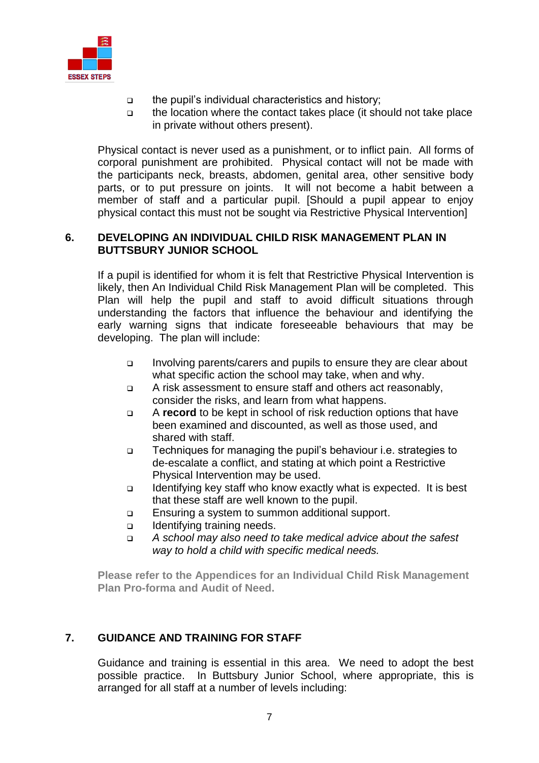- the pupil's individual characteristics and history;
- the location where the contact takes place (it should not take place in private without others present).

Physical contact is never used as a punishment, or to inflict pain. All forms of corporal punishment are prohibited. Physical contact will not be made with the participants neck, breasts, abdomen, genital area, other sensitive body parts, or to put pressure on joints. It will not become a habit between a member of staff and a particular pupil. [Should a pupil appear to enjoy physical contact this must not be sought via Restrictive Physical Intervention]

## 6. DEVELOPING AN INDIVIDUAL CHILD RISK MANAGEMENT PLAN IN BUTTSBURY JUNIOR SCHOOL

If a pupil is identified for whom it is felt that Restrictive Physical Intervention is likely, then An Individual Child Risk Management Plan will be completed. This Plan will help the pupil and staff to avoid difficult situations through understanding the factors that influence the behaviour and identifying the early warning signs that indicate foreseeable behaviours that may be developing. The plan will include:

- Involving parents/carers and pupils to ensure they are clear about what specific action the school may take, when and why.
- A risk assessment to ensure staff and others act reasonably, consider the risks, and learn from what happens.
- A **record** to be kept in school of risk reduction options that have been examined and discounted, as well as those used, and shared with staff.
- Techniques for managing the pupil's behaviour i.e. strategies to de-escalate a conflict, and stating at which point a Restrictive Physical Intervention may be used.
- Identifying key staff who know exactly what is expected. It is best that these staff are well known to the pupil.
- Ensuring a system to summon additional support.
- Identifying training needs.
- *A school may also need to take medical advice about the safest way to hold a child with specific medical needs.*

**Please refer to the Appendices for an Individual Child Risk Management Plan Pro-forma and Audit of Need.**

## 7. GUIDANCE AND TRAINING FOR STAFF

Guidance and training is essential in this area. We need to adopt the best possible practice. In Buttsbury Junior School, where appropriate, this is arranged for all staff at a number of levels including: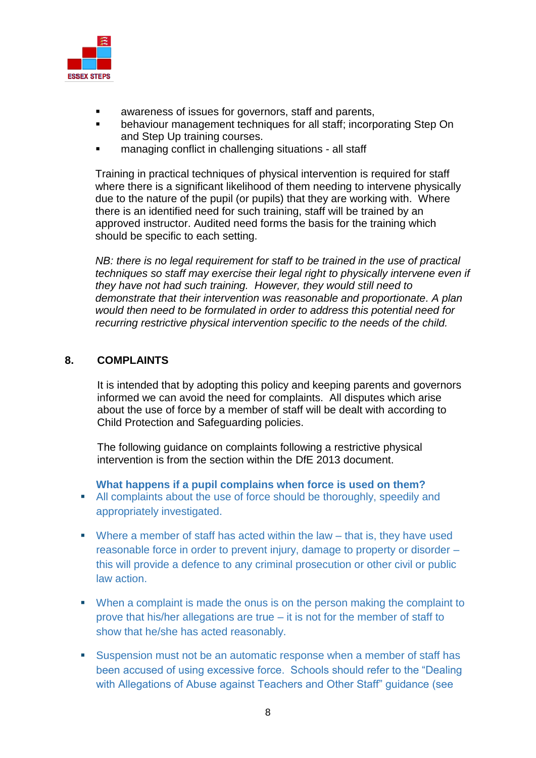- awareness of issues for governors, staff and parents,
- behaviour management techniques for all staff; incorporating Step On and Step Up training courses.
- managing conflict in challenging situations - all staff

Training in practical techniques of physical intervention is required for staff where there is a significant likelihood of them needing to intervene physically due to the nature of the pupil (or pupils) that they are working with. Where there is an identified need for such training, staff will be trained by an approved instructor. Audited need forms the basis for the training which should be specific to each setting.

*NB: there is no legal requirement for staff to be trained in the use of practical techniques so staff may exercise their legal right to physically intervene even if they have not had such training. However, they would still need to demonstrate that their intervention was reasonable and proportionate. A plan would then need to be formulated in order to address this potential need for recurring restrictive physical intervention specific to the needs of the child.*

## 8. COMPLAINTS

It is intended that by adopting this policy and keeping parents and governors informed we can avoid the need for complaints. All disputes which arise about the use of force by a member of staff will be dealt with according to Child Protection and Safeguarding policies.

The following guidance on complaints following a restrictive physical intervention is from the section within the DfE 2013 document.

**What happens if a pupil complains when force is used on them?**

- All complaints about the use of force should be thoroughly, speedily and appropriately investigated.
- Where a member of staff has acted within the law – that is, they have used reasonable force in order to prevent injury, damage to property or disorder – this will provide a defence to any criminal prosecution or other civil or public law action.
- When a complaint is made the onus is on the person making the complaint to prove that his/her allegations are true – it is not for the member of staff to show that he/she has acted reasonably.
- Suspension must not be an automatic response when a member of staff has been accused of using excessive force. Schools should refer to the "Dealing with Allegations of Abuse against Teachers and Other Staff" guidance (see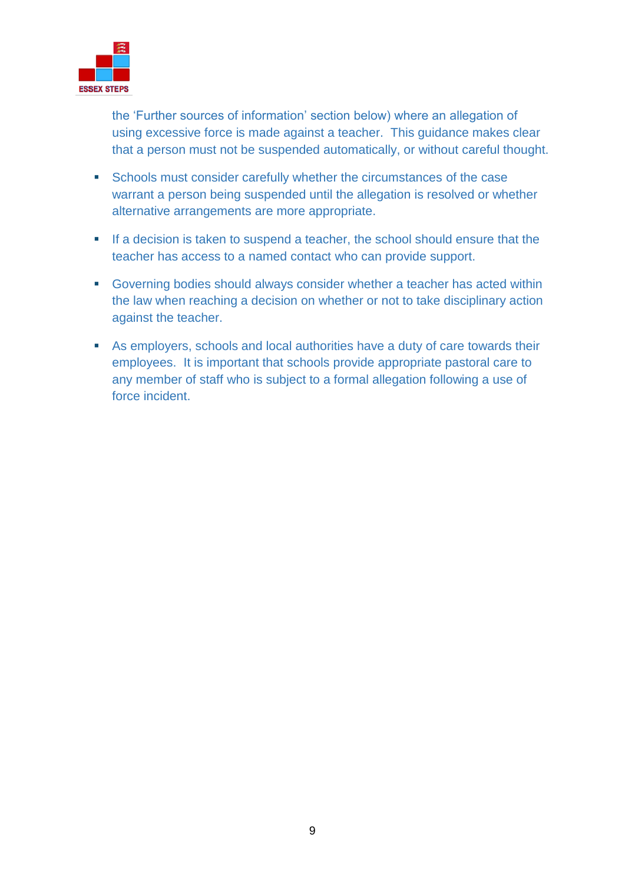the 'Further sources of information' section below) where an allegation of using excessive force is made against a teacher. This guidance makes clear that a person must not be suspended automatically, or without careful thought.

- Schools must consider carefully whether the circumstances of the case warrant a person being suspended until the allegation is resolved or whether alternative arrangements are more appropriate.
- If a decision is taken to suspend a teacher, the school should ensure that the teacher has access to a named contact who can provide support.
- Governing bodies should always consider whether a teacher has acted within the law when reaching a decision on whether or not to take disciplinary action against the teacher.
- As employers, schools and local authorities have a duty of care towards their employees. It is important that schools provide appropriate pastoral care to any member of staff who is subject to a formal allegation following a use of force incident.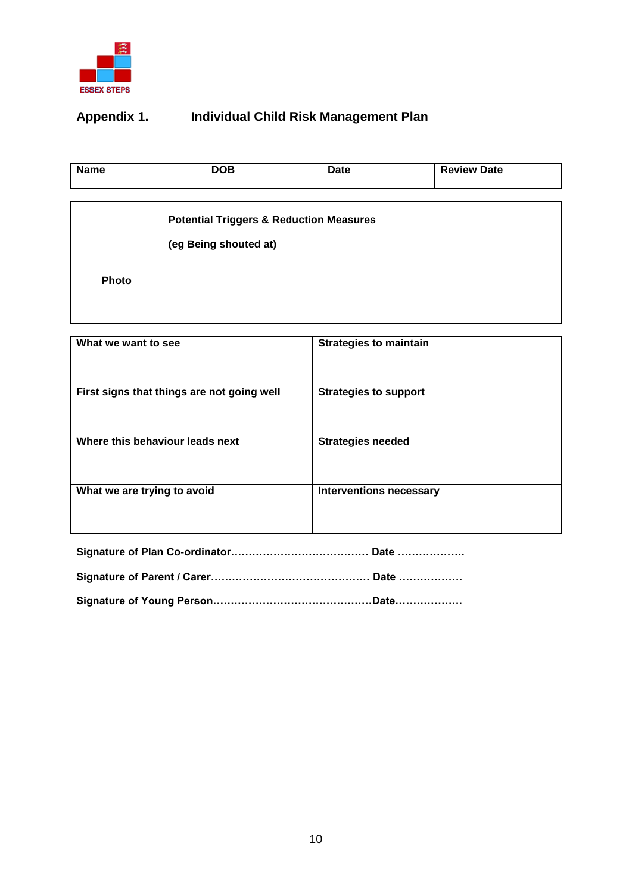ESSEX STEPS

## Appendix 1. Individual Child Risk Management Plan

| Name | DOB | Date | Review Date |
|---|---|---|---|
| | | | |

| Photo | Potential Triggers & Reduction Measures<br><br>(eg Being shouted at) |
|---|---|

| What we want to see | Strategies to maintain |
|---|---|
| First signs that things are not going well | Strategies to support |
| Where this behaviour leads next | Strategies needed |
| What we are trying to avoid | Interventions necessary |

**Signature of Plan Co-ordinator………………………………… Date ……………….**

**Signature of Parent / Carer……………………………………… Date ………………**

**Signature of Young Person………………………………………Date………………**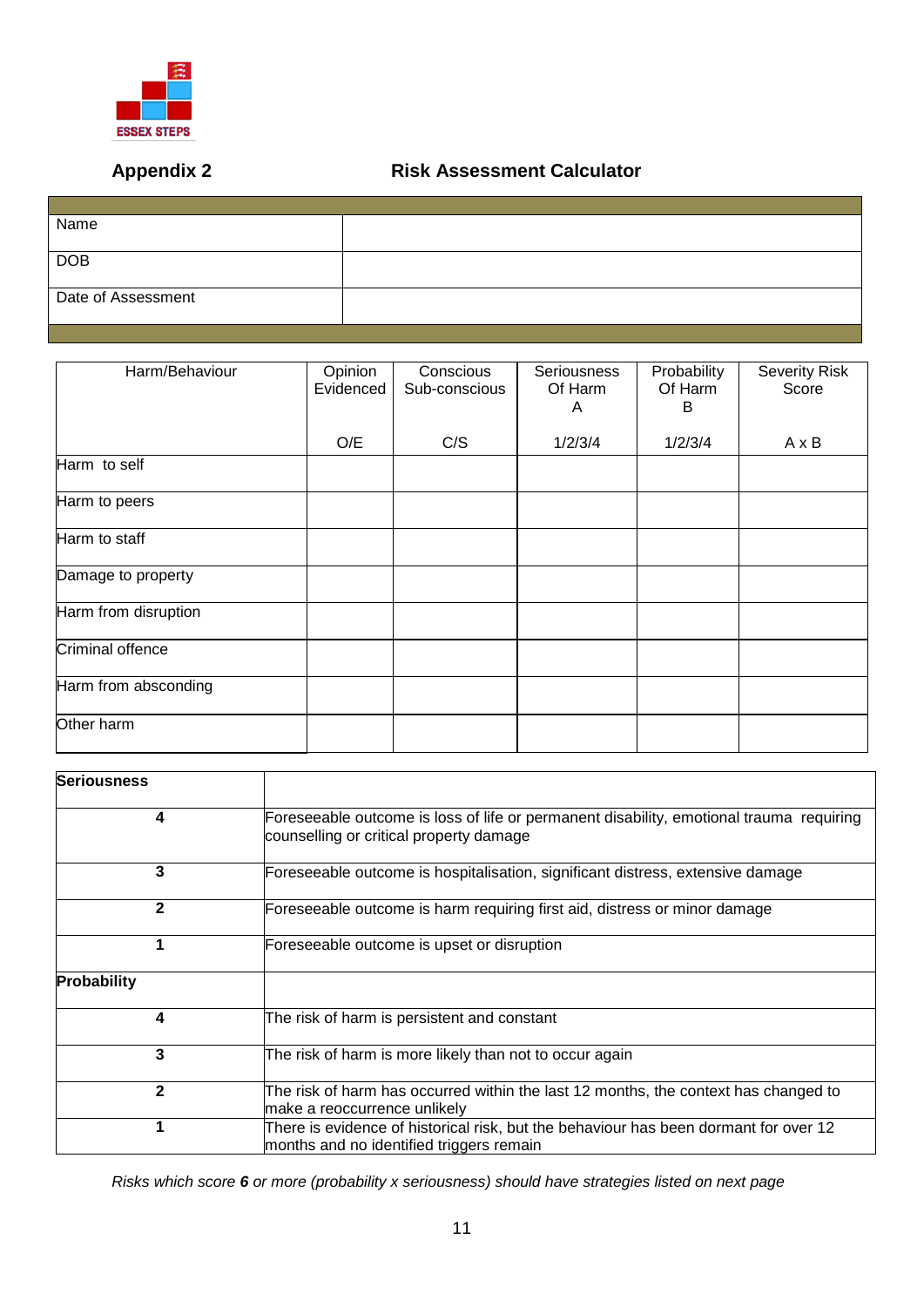ESSEX STEPS

**Appendix 2** **Risk Assessment Calculator**

| | |
|---|---|
| Name | |
| DOB | |
| Date of Assessment | |

| Harm/Behaviour | Opinion Evidenced<br><br>O/E | Conscious Sub-conscious<br><br>C/S | Seriousness Of Harm A<br><br>1/2/3/4 | Probability Of Harm B<br><br>1/2/3/4 | Severity Risk Score<br><br>A x B |
|---|---|---|---|---|---|
| Harm to self | | | | | |
| Harm to peers | | | | | |
| Harm to staff | | | | | |
| Damage to property | | | | | |
| Harm from disruption | | | | | |
| Criminal offence | | | | | |
| Harm from absconding | | | | | |
| Other harm | | | | | |

| **Seriousness** | |
|---|---|
| **4** | Foreseeable outcome is loss of life or permanent disability, emotional trauma requiring counselling or critical property damage |
| **3** | Foreseeable outcome is hospitalisation, significant distress, extensive damage |
| **2** | Foreseeable outcome is harm requiring first aid, distress or minor damage |
| **1** | Foreseeable outcome is upset or disruption |
| **Probability** | |
| **4** | The risk of harm is persistent and constant |
| **3** | The risk of harm is more likely than not to occur again |
| **2** | The risk of harm has occurred within the last 12 months, the context has changed to make a reoccurrence unlikely |
| **1** | There is evidence of historical risk, but the behaviour has been dormant for over 12 months and no identified triggers remain |

*Risks which score **6** or more (probability x seriousness) should have strategies listed on next page*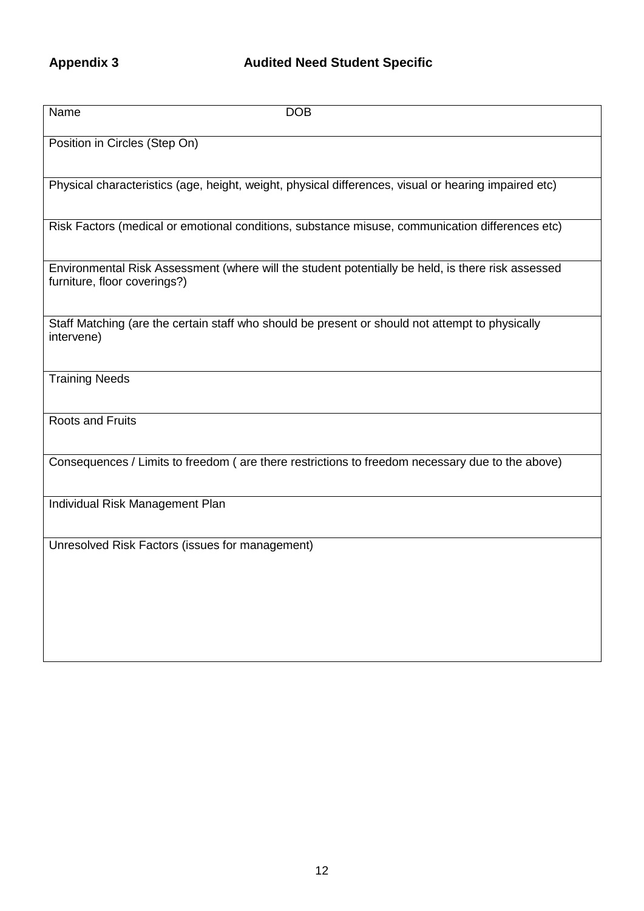## Appendix 3 Audited Need Student Specific

| Name DOB |
|---|
| Position in Circles (Step On) |
| Physical characteristics (age, height, weight, physical differences, visual or hearing impaired etc) |
| Risk Factors (medical or emotional conditions, substance misuse, communication differences etc) |
| Environmental Risk Assessment (where will the student potentially be held, is there risk assessed furniture, floor coverings?) |
| Staff Matching (are the certain staff who should be present or should not attempt to physically intervene) |
| Training Needs |
| Roots and Fruits |
| Consequences / Limits to freedom ( are there restrictions to freedom necessary due to the above) |
| Individual Risk Management Plan |
| Unresolved Risk Factors (issues for management) |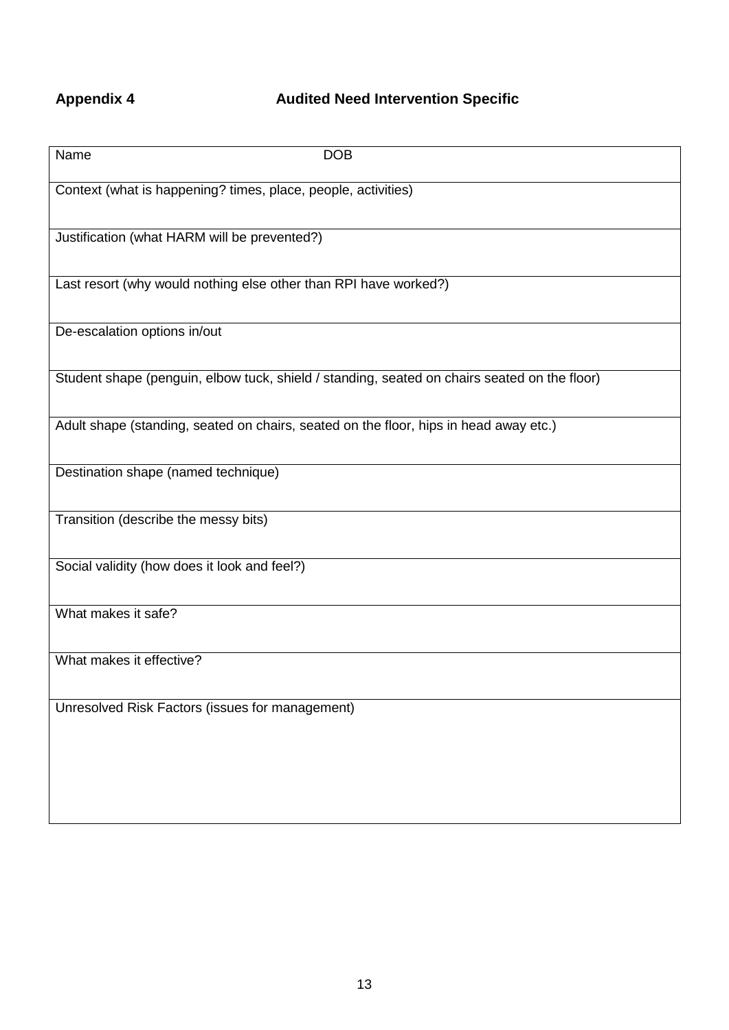**Appendix 4** **Audited Need Intervention Specific**

| Name DOB |
|---|
| Context (what is happening? times, place, people, activities) |
| Justification (what HARM will be prevented?) |
| Last resort (why would nothing else other than RPI have worked?) |
| De-escalation options in/out |
| Student shape (penguin, elbow tuck, shield / standing, seated on chairs seated on the floor) |
| Adult shape (standing, seated on chairs, seated on the floor, hips in head away etc.) |
| Destination shape (named technique) |
| Transition (describe the messy bits) |
| Social validity (how does it look and feel?) |
| What makes it safe? |
| What makes it effective? |
| Unresolved Risk Factors (issues for management) |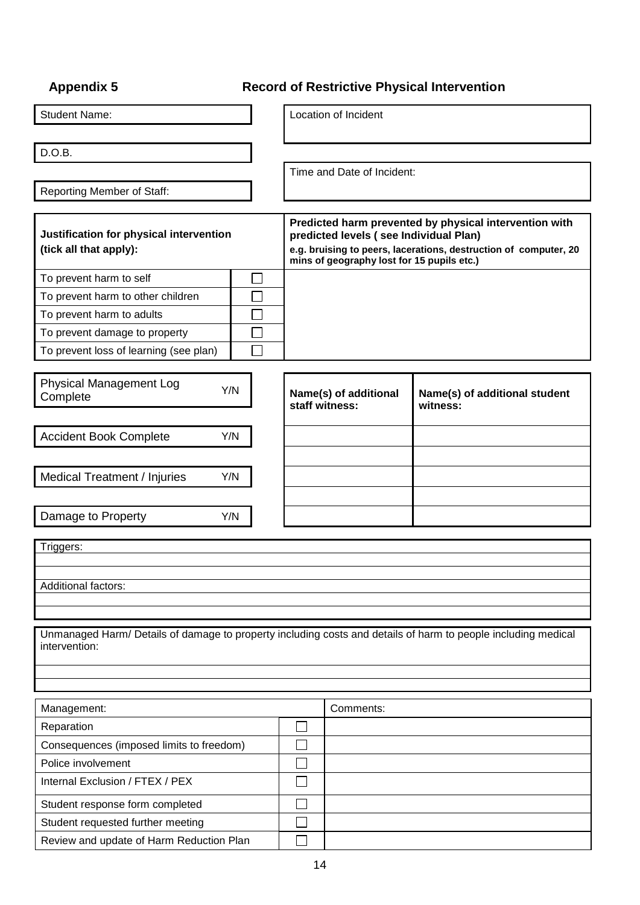## Appendix 5 — Record of Restrictive Physical Intervention

| Student Name: | Location of Incident |
|---|---|
| D.O.B. | Time and Date of Incident: |
| Reporting Member of Staff: | |

| **Justification for physical intervention (tick all that apply):** | | **Predicted harm prevented by physical intervention with predicted levels ( see Individual Plan)** **e.g. bruising to peers, lacerations, destruction of computer, 20 mins of geography lost for 15 pupils etc.)** |
|---|---|---|
| To prevent harm to self | ☐ | |
| To prevent harm to other children | ☐ | |
| To prevent harm to adults | ☐ | |
| To prevent damage to property | ☐ | |
| To prevent loss of learning (see plan) | ☐ | |

| | | **Name(s) of additional staff witness:** | **Name(s) of additional student witness:** |
|---|---|---|---|
| Physical Management Log Complete | Y/N | | |
| Accident Book Complete | Y/N | | |
| Medical Treatment / Injuries | Y/N | | |
| Damage to Property | Y/N | | |

Triggers:

Additional factors:

Unmanaged Harm/ Details of damage to property including costs and details of harm to people including medical intervention:

| Management: | | Comments: |
|---|---|---|
| Reparation | ☐ | |
| Consequences (imposed limits to freedom) | ☐ | |
| Police involvement | ☐ | |
| Internal Exclusion / FTEX / PEX | ☐ | |
| Student response form completed | ☐ | |
| Student requested further meeting | ☐ | |
| Review and update of Harm Reduction Plan | ☐ | |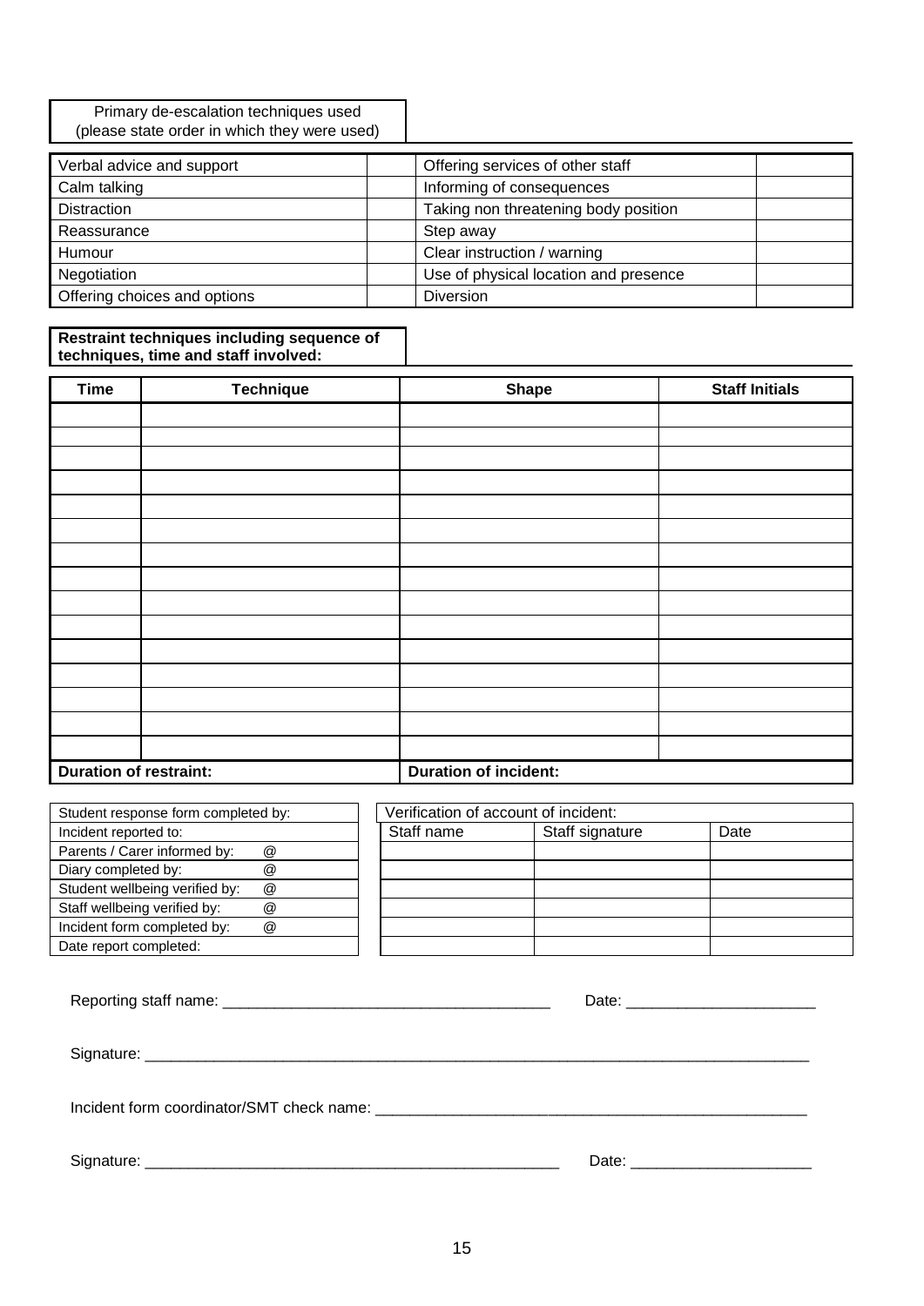Primary de-escalation techniques used
(please state order in which they were used)

| | | | |
|---|---|---|---|
| Verbal advice and support | | Offering services of other staff | |
| Calm talking | | Informing of consequences | |
| Distraction | | Taking non threatening body position | |
| Reassurance | | Step away | |
| Humour | | Clear instruction / warning | |
| Negotiation | | Use of physical location and presence | |
| Offering choices and options | | Diversion | |

**Restraint techniques including sequence of techniques, time and staff involved:**

| Time | Technique | Shape | Staff Initials |
|---|---|---|---|
| | | | |
| | | | |
| | | | |
| | | | |
| | | | |
| | | | |
| | | | |
| | | | |
| | | | |
| | | | |
| | | | |
| | | | |
| | | | |
| | | | |
| | | | |
| **Duration of restraint:** | | **Duration of incident:** | |

| | |
|---|---|
| Student response form completed by: | |
| Incident reported to: | |
| Parents / Carer informed by: | @ |
| Diary completed by: | @ |
| Student wellbeing verified by: | @ |
| Staff wellbeing verified by: | @ |
| Incident form completed by: | @ |
| Date report completed: | |

Verification of account of incident:

| Staff name | Staff signature | Date |
|---|---|---|
| | | |
| | | |
| | | |
| | | |
| | | |
| | | |

Reporting staff name: _____________________________________ Date: _____________________

Signature: ____________________________________________________________________________

Incident form coordinator/SMT check name: ___________________________________________________

Signature: _______________________________________________ Date: ____________________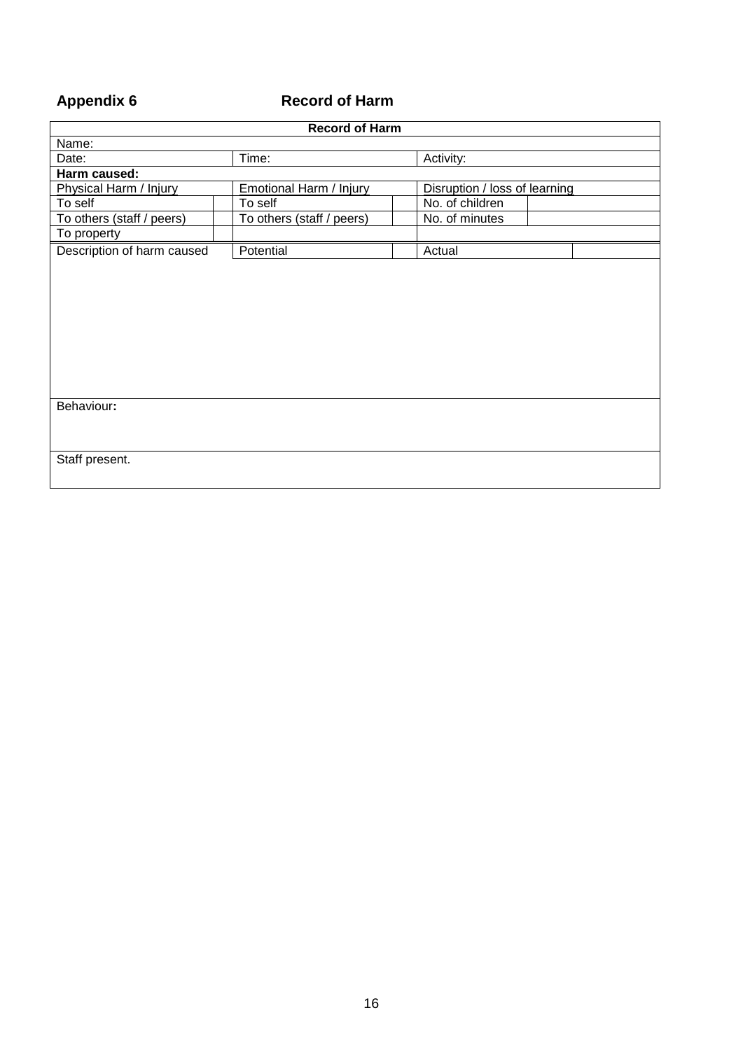## Appendix 6 Record of Harm

| Record of Harm | | | | | |
|---|---|---|---|---|---|
| Name: | | | | | |
| Date: | | Time: | | Activity: | |
| **Harm caused:** | | | | | |
| Physical Harm / Injury | | Emotional Harm / Injury | | Disruption / loss of learning | |
| To self | | To self | | No. of children | |
| To others (staff / peers) | | To others (staff / peers) | | No. of minutes | |
| To property | | | | | |
| Description of harm caused | | Potential | | Actual | |
| | | | | | |
| Behaviour**:** | | | | | |
| Staff present. | | | | | |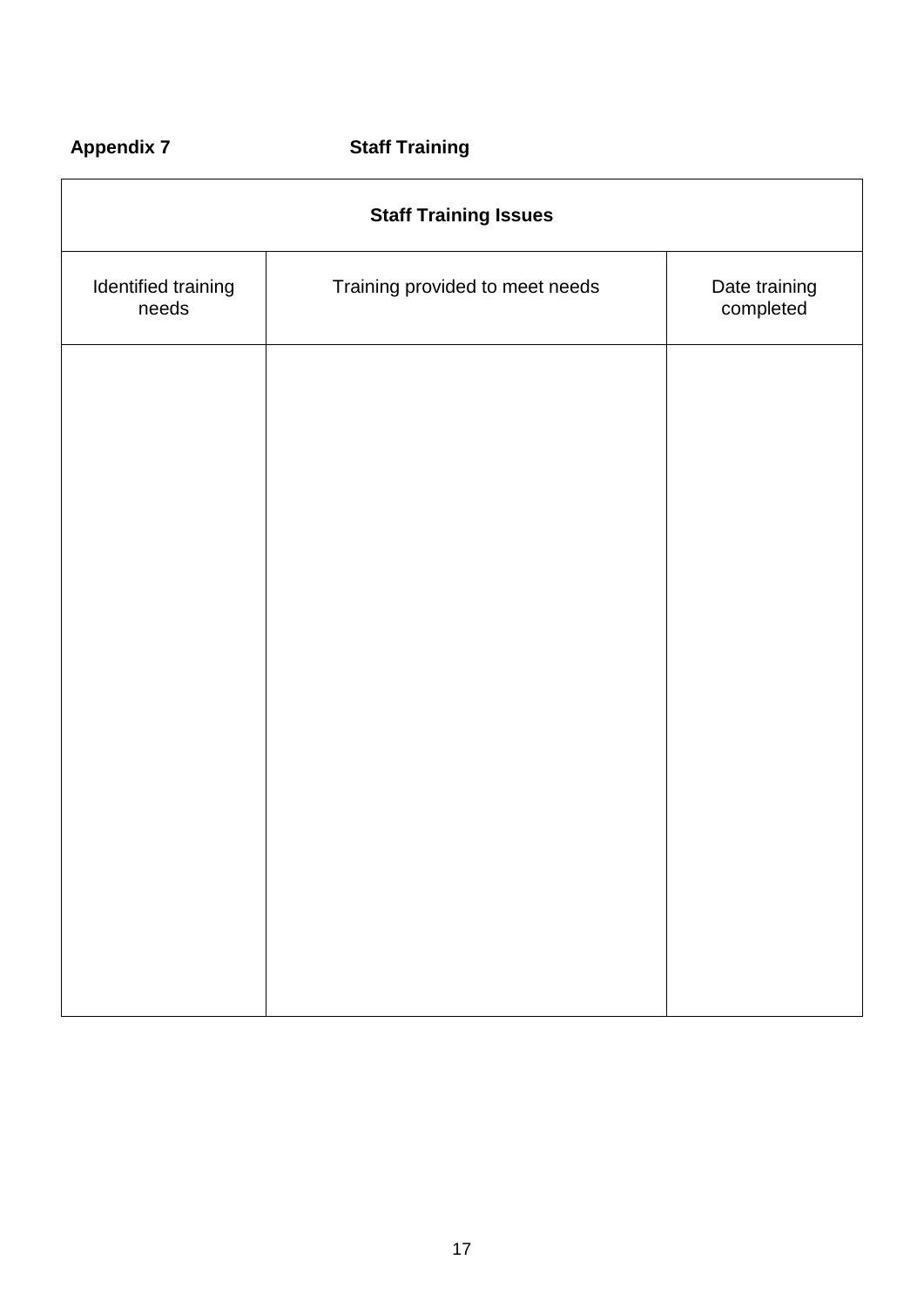**Appendix 7** **Staff Training**

| Staff Training Issues | | |
|---|---|---|
| Identified training needs | Training provided to meet needs | Date training completed |
| | | |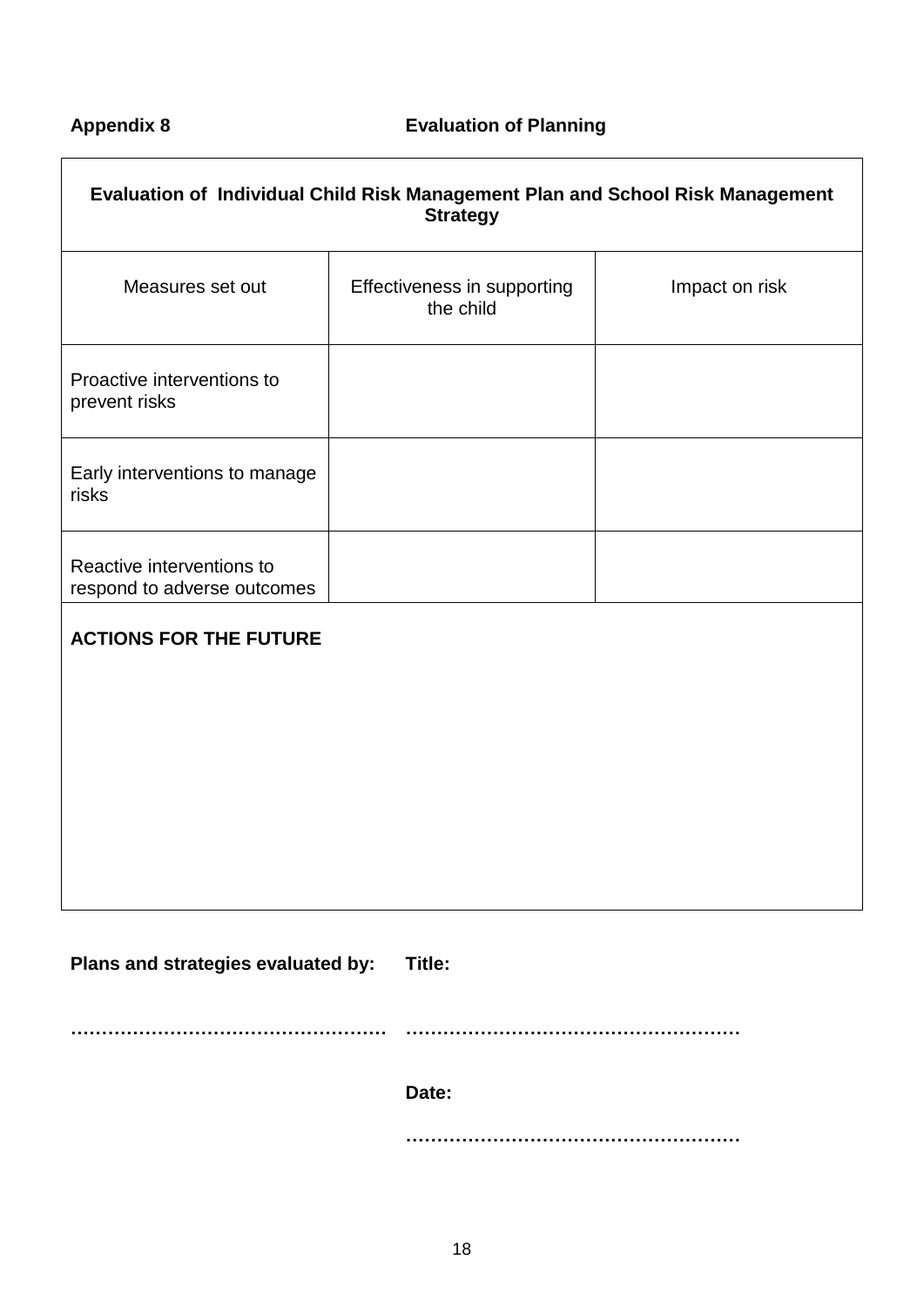**Appendix 8** **Evaluation of Planning**

| Evaluation of Individual Child Risk Management Plan and School Risk Management Strategy | | |
|---|---|---|
| Measures set out | Effectiveness in supporting the child | Impact on risk |
| Proactive interventions to prevent risks | | |
| Early interventions to manage risks | | |
| Reactive interventions to respond to adverse outcomes | | |

**ACTIONS FOR THE FUTURE**

**Plans and strategies evaluated by:** **Title:**

…………………………………………… ………………………………………………

**Date:**

………………………………………………